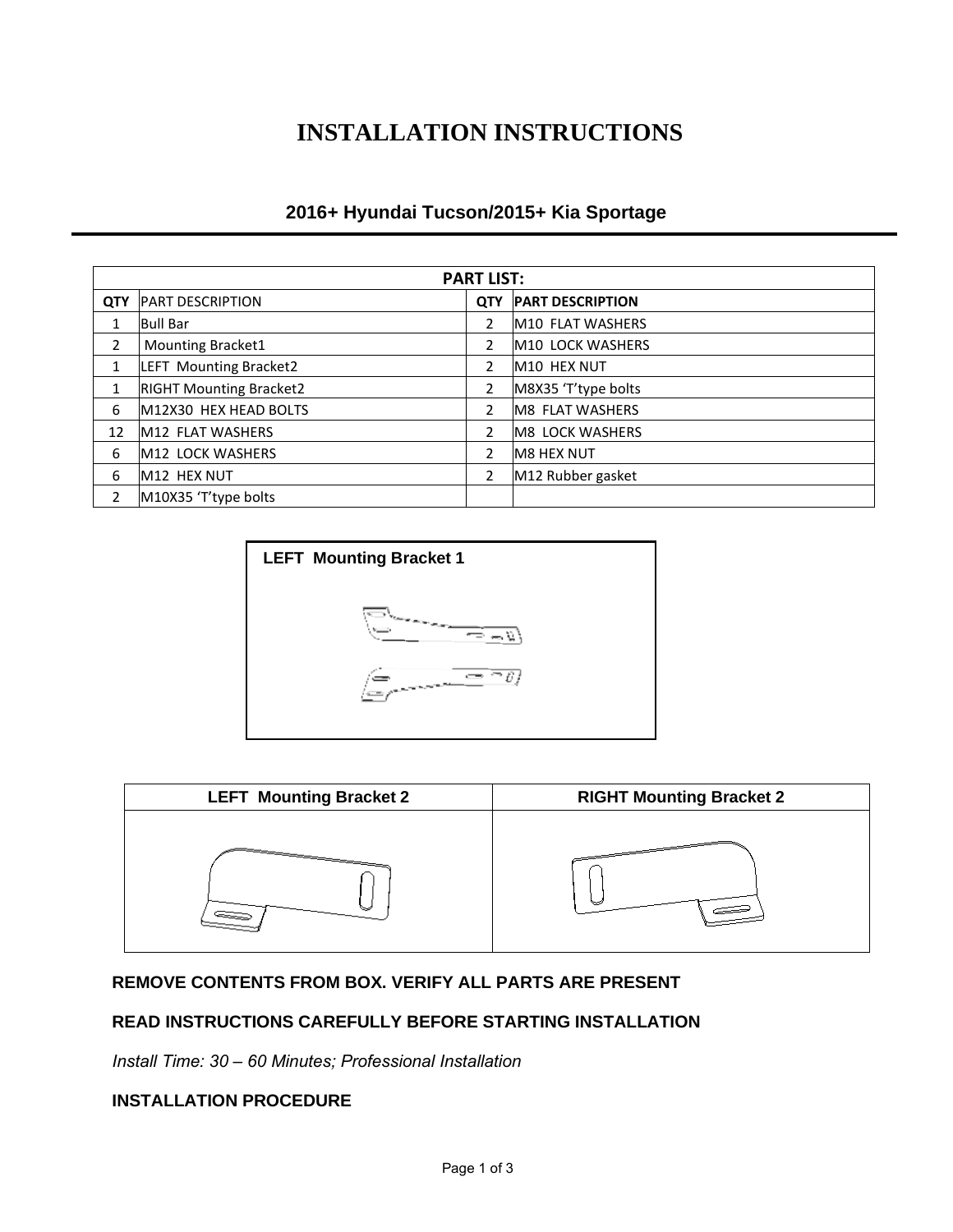# INSTALLATION INSTRUCTIONS

## 2016+ Hyundai Tucson/2015+ Kia Sportage

| PART LIST: | | | |
|---|---|---|---|
| **QTY** | PART DESCRIPTION | **QTY** | **PART DESCRIPTION** |
| 1 | Bull Bar | 2 | M10 FLAT WASHERS |
| 2 | Mounting Bracket1 | 2 | M10 LOCK WASHERS |
| 1 | LEFT Mounting Bracket2 | 2 | M10 HEX NUT |
| 1 | RIGHT Mounting Bracket2 | 2 | M8X35 'T'type bolts |
| 6 | M12X30 HEX HEAD BOLTS | 2 | M8 FLAT WASHERS |
| 12 | M12 FLAT WASHERS | 2 | M8 LOCK WASHERS |
| 6 | M12 LOCK WASHERS | 2 | M8 HEX NUT |
| 6 | M12 HEX NUT | 2 | M12 Rubber gasket |
| 2 | M10X35 'T'type bolts | | |

**LEFT Mounting Bracket 1**

| LEFT Mounting Bracket 2 | RIGHT Mounting Bracket 2 |
|---|---|
| | |

**REMOVE CONTENTS FROM BOX. VERIFY ALL PARTS ARE PRESENT**

**READ INSTRUCTIONS CAREFULLY BEFORE STARTING INSTALLATION**

*Install Time: 30 – 60 Minutes; Professional Installation*

**INSTALLATION PROCEDURE**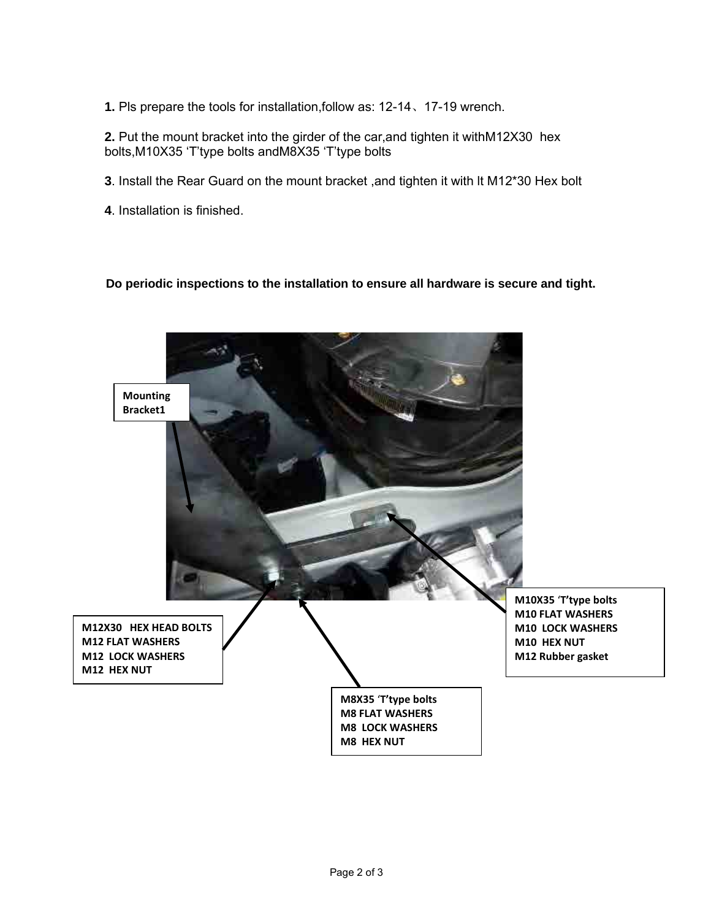**1.** Pls prepare the tools for installation,follow as: 12-14、17-19 wrench.

**2.** Put the mount bracket into the girder of the car,and tighten it withM12X30 hex bolts,M10X35 'T'type bolts andM8X35 'T'type bolts

**3**. Install the Rear Guard on the mount bracket ,and tighten it with lt M12*30 Hex bolt

**4**. Installation is finished.

**Do periodic inspections to the installation to ensure all hardware is secure and tight.**

**Mounting Bracket1**

**M12X30 HEX HEAD BOLTS**
**M12 FLAT WASHERS**
**M12 LOCK WASHERS**
**M12 HEX NUT**

**M10X35 'T'type bolts**
**M10 FLAT WASHERS**
**M10 LOCK WASHERS**
**M10 HEX NUT**
**M12 Rubber gasket**

**M8X35 'T'type bolts**
**M8 FLAT WASHERS**
**M8 LOCK WASHERS**
**M8 HEX NUT**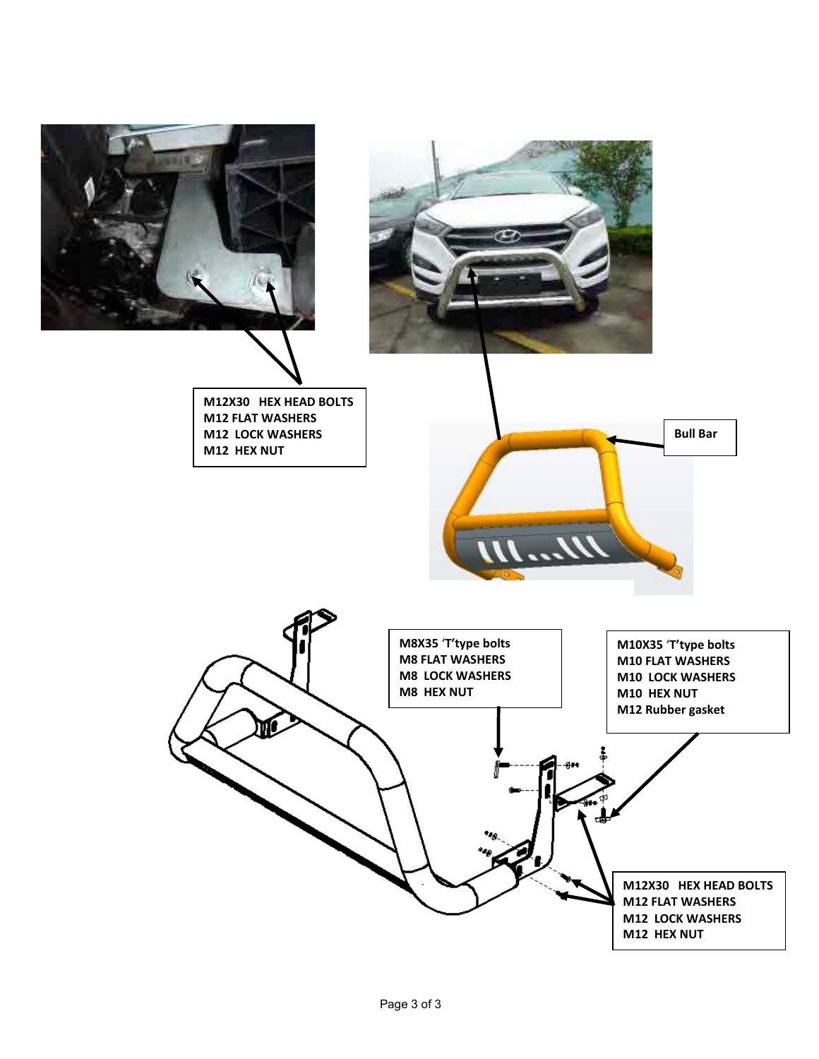M12X30 HEX HEAD BOLTS
M12 FLAT WASHERS
M12 LOCK WASHERS
M12 HEX NUT

Bull Bar

M8X35 'T'type bolts
M8 FLAT WASHERS
M8 LOCK WASHERS
M8 HEX NUT

M10X35 'T'type bolts
M10 FLAT WASHERS
M10 LOCK WASHERS
M10 HEX NUT
M12 Rubber gasket

M12X30 HEX HEAD BOLTS
M12 FLAT WASHERS
M12 LOCK WASHERS
M12 HEX NUT